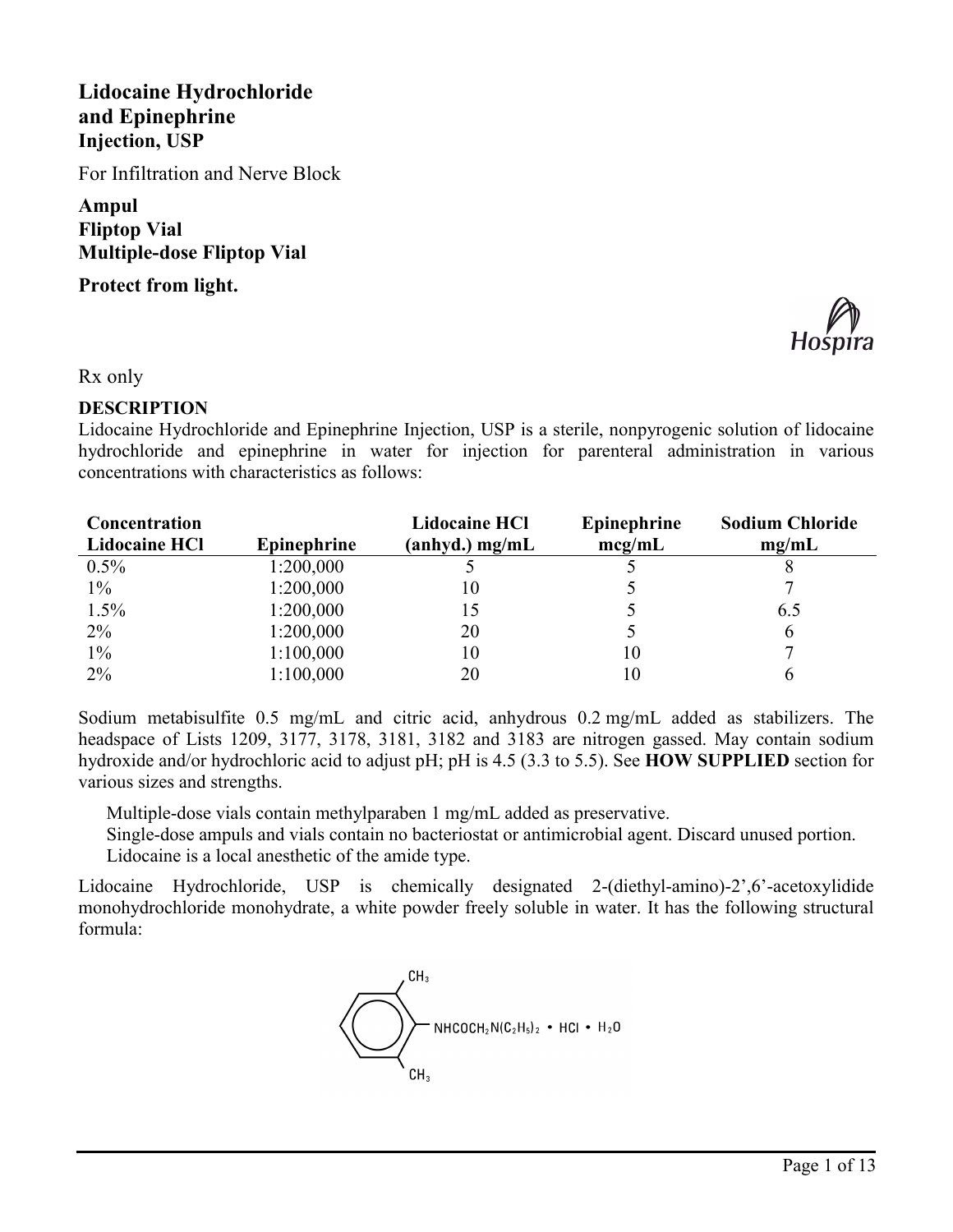# Lidocaine Hydrochloride and Epinephrine
## Injection, USP

For Infiltration and Nerve Block

**Ampul**
**Fliptop Vial**
**Multiple-dose Fliptop Vial**

**Protect from light.**

Hospira

Rx only

## DESCRIPTION

Lidocaine Hydrochloride and Epinephrine Injection, USP is a sterile, nonpyrogenic solution of lidocaine hydrochloride and epinephrine in water for injection for parenteral administration in various concentrations with characteristics as follows:

| Concentration Lidocaine HCl | Epinephrine | Lidocaine HCl (anhyd.) mg/mL | Epinephrine mcg/mL | Sodium Chloride mg/mL |
|---|---|---|---|---|
| 0.5% | 1:200,000 | 5 | 5 | 8 |
| 1% | 1:200,000 | 10 | 5 | 7 |
| 1.5% | 1:200,000 | 15 | 5 | 6.5 |
| 2% | 1:200,000 | 20 | 5 | 6 |
| 1% | 1:100,000 | 10 | 10 | 7 |
| 2% | 1:100,000 | 20 | 10 | 6 |

Sodium metabisulfite 0.5 mg/mL and citric acid, anhydrous 0.2 mg/mL added as stabilizers. The headspace of Lists 1209, 3177, 3178, 3181, 3182 and 3183 are nitrogen gassed. May contain sodium hydroxide and/or hydrochloric acid to adjust pH; pH is 4.5 (3.3 to 5.5). See **HOW SUPPLIED** section for various sizes and strengths.

Multiple-dose vials contain methylparaben 1 mg/mL added as preservative.
Single-dose ampuls and vials contain no bacteriostat or antimicrobial agent. Discard unused portion.
Lidocaine is a local anesthetic of the amide type.

Lidocaine Hydrochloride, USP is chemically designated 2-(diethyl-amino)-2',6'-acetoxylidide monohydrochloride monohydrate, a white powder freely soluble in water. It has the following structural formula:

$$C_6H_3(CH_3)_2-NHCOCH_2N(C_2H_5)_2 \cdot HCl \cdot H_2O$$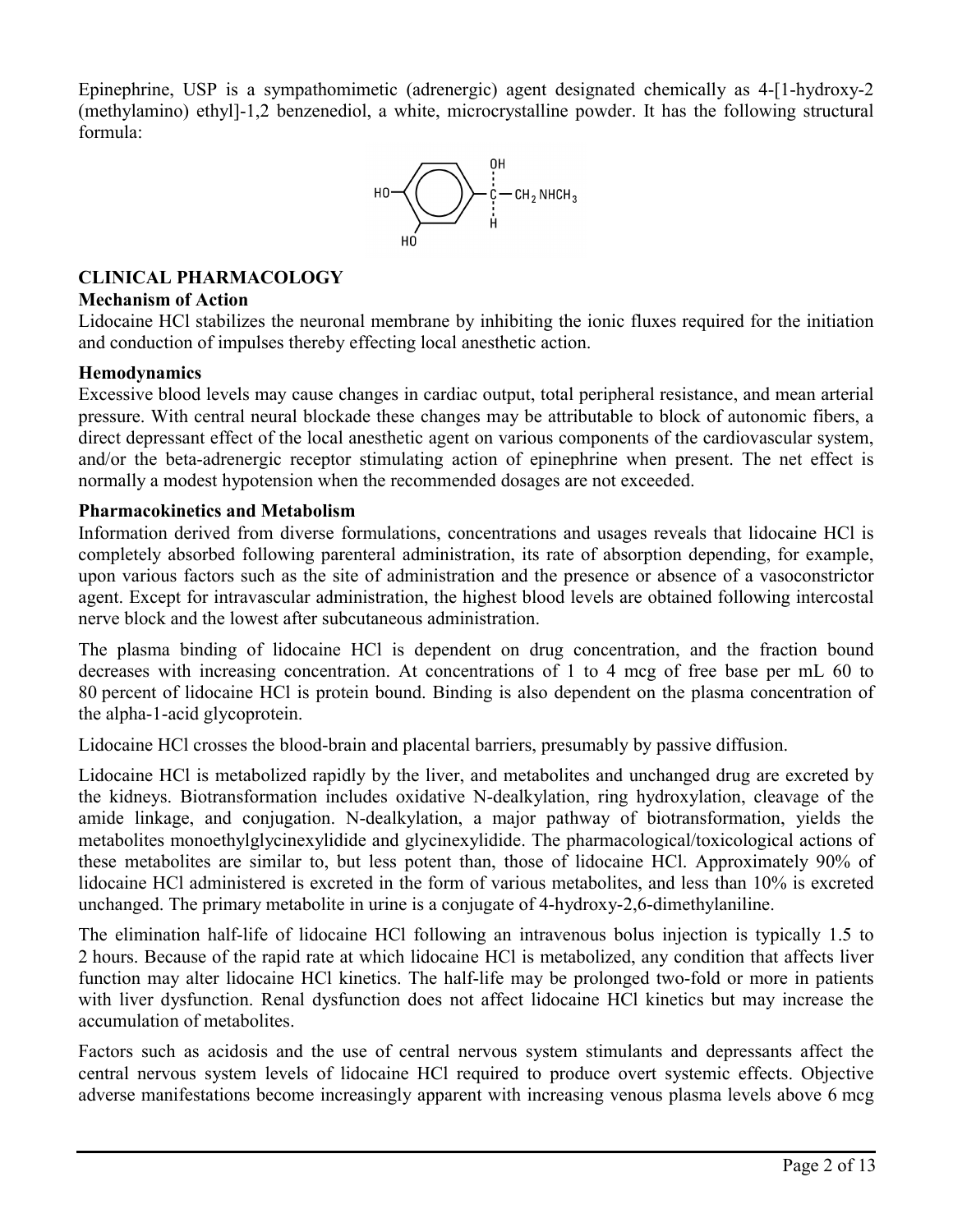Epinephrine, USP is a sympathomimetic (adrenergic) agent designated chemically as 4-[1-hydroxy-2 (methylamino) ethyl]-1,2 benzenediol, a white, microcrystalline powder. It has the following structural formula:

## CLINICAL PHARMACOLOGY

### Mechanism of Action

Lidocaine HCl stabilizes the neuronal membrane by inhibiting the ionic fluxes required for the initiation and conduction of impulses thereby effecting local anesthetic action.

### Hemodynamics

Excessive blood levels may cause changes in cardiac output, total peripheral resistance, and mean arterial pressure. With central neural blockade these changes may be attributable to block of autonomic fibers, a direct depressant effect of the local anesthetic agent on various components of the cardiovascular system, and/or the beta-adrenergic receptor stimulating action of epinephrine when present. The net effect is normally a modest hypotension when the recommended dosages are not exceeded.

### Pharmacokinetics and Metabolism

Information derived from diverse formulations, concentrations and usages reveals that lidocaine HCl is completely absorbed following parenteral administration, its rate of absorption depending, for example, upon various factors such as the site of administration and the presence or absence of a vasoconstrictor agent. Except for intravascular administration, the highest blood levels are obtained following intercostal nerve block and the lowest after subcutaneous administration.

The plasma binding of lidocaine HCl is dependent on drug concentration, and the fraction bound decreases with increasing concentration. At concentrations of 1 to 4 mcg of free base per mL 60 to 80 percent of lidocaine HCl is protein bound. Binding is also dependent on the plasma concentration of the alpha-1-acid glycoprotein.

Lidocaine HCl crosses the blood-brain and placental barriers, presumably by passive diffusion.

Lidocaine HCl is metabolized rapidly by the liver, and metabolites and unchanged drug are excreted by the kidneys. Biotransformation includes oxidative N-dealkylation, ring hydroxylation, cleavage of the amide linkage, and conjugation. N-dealkylation, a major pathway of biotransformation, yields the metabolites monoethylglycinexylidide and glycinexylidide. The pharmacological/toxicological actions of these metabolites are similar to, but less potent than, those of lidocaine HCl. Approximately 90% of lidocaine HCl administered is excreted in the form of various metabolites, and less than 10% is excreted unchanged. The primary metabolite in urine is a conjugate of 4-hydroxy-2,6-dimethylaniline.

The elimination half-life of lidocaine HCl following an intravenous bolus injection is typically 1.5 to 2 hours. Because of the rapid rate at which lidocaine HCl is metabolized, any condition that affects liver function may alter lidocaine HCl kinetics. The half-life may be prolonged two-fold or more in patients with liver dysfunction. Renal dysfunction does not affect lidocaine HCl kinetics but may increase the accumulation of metabolites.

Factors such as acidosis and the use of central nervous system stimulants and depressants affect the central nervous system levels of lidocaine HCl required to produce overt systemic effects. Objective adverse manifestations become increasingly apparent with increasing venous plasma levels above 6 mcg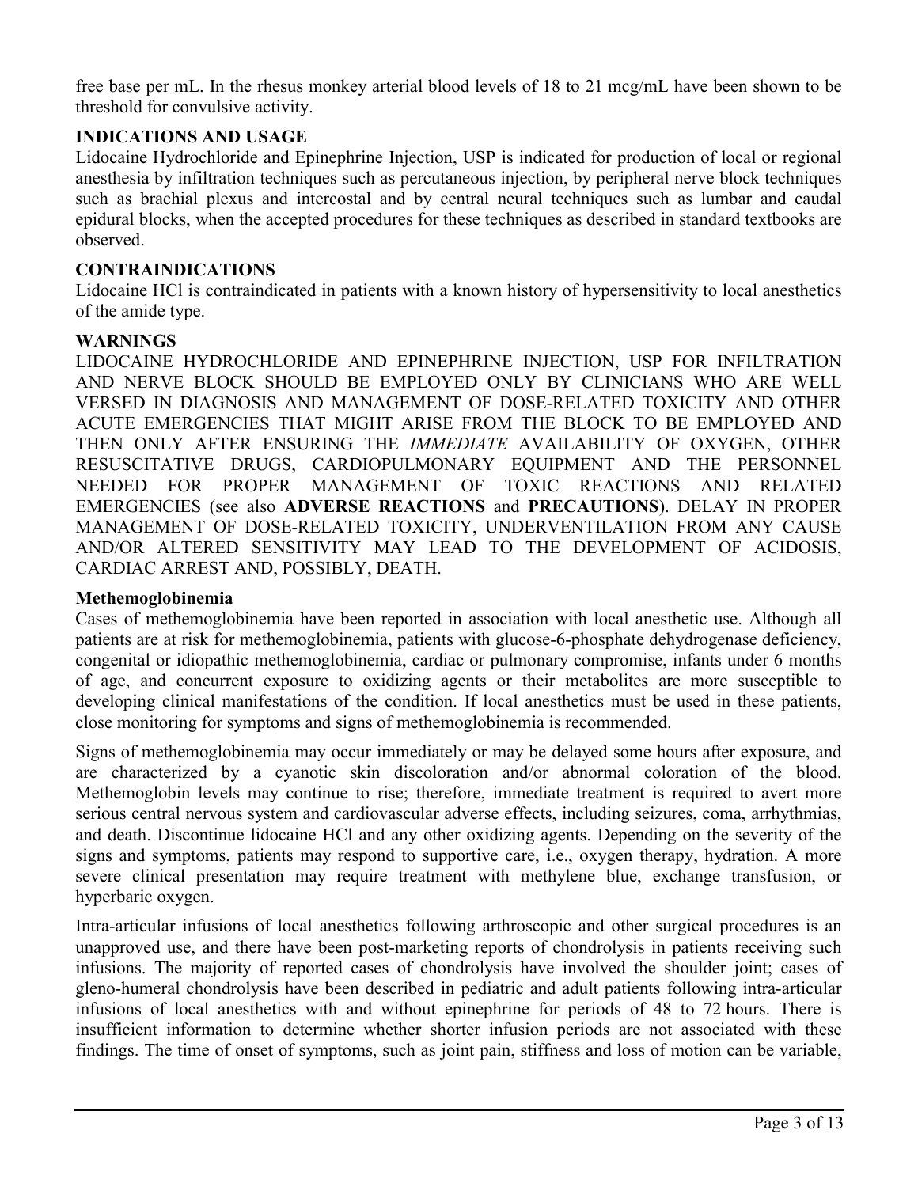free base per mL. In the rhesus monkey arterial blood levels of 18 to 21 mcg/mL have been shown to be threshold for convulsive activity.

## INDICATIONS AND USAGE

Lidocaine Hydrochloride and Epinephrine Injection, USP is indicated for production of local or regional anesthesia by infiltration techniques such as percutaneous injection, by peripheral nerve block techniques such as brachial plexus and intercostal and by central neural techniques such as lumbar and caudal epidural blocks, when the accepted procedures for these techniques as described in standard textbooks are observed.

## CONTRAINDICATIONS

Lidocaine HCl is contraindicated in patients with a known history of hypersensitivity to local anesthetics of the amide type.

## WARNINGS

LIDOCAINE HYDROCHLORIDE AND EPINEPHRINE INJECTION, USP FOR INFILTRATION AND NERVE BLOCK SHOULD BE EMPLOYED ONLY BY CLINICIANS WHO ARE WELL VERSED IN DIAGNOSIS AND MANAGEMENT OF DOSE-RELATED TOXICITY AND OTHER ACUTE EMERGENCIES THAT MIGHT ARISE FROM THE BLOCK TO BE EMPLOYED AND THEN ONLY AFTER ENSURING THE *IMMEDIATE* AVAILABILITY OF OXYGEN, OTHER RESUSCITATIVE DRUGS, CARDIOPULMONARY EQUIPMENT AND THE PERSONNEL NEEDED FOR PROPER MANAGEMENT OF TOXIC REACTIONS AND RELATED EMERGENCIES (see also **ADVERSE REACTIONS** and **PRECAUTIONS**). DELAY IN PROPER MANAGEMENT OF DOSE-RELATED TOXICITY, UNDERVENTILATION FROM ANY CAUSE AND/OR ALTERED SENSITIVITY MAY LEAD TO THE DEVELOPMENT OF ACIDOSIS, CARDIAC ARREST AND, POSSIBLY, DEATH.

### Methemoglobinemia

Cases of methemoglobinemia have been reported in association with local anesthetic use. Although all patients are at risk for methemoglobinemia, patients with glucose-6-phosphate dehydrogenase deficiency, congenital or idiopathic methemoglobinemia, cardiac or pulmonary compromise, infants under 6 months of age, and concurrent exposure to oxidizing agents or their metabolites are more susceptible to developing clinical manifestations of the condition. If local anesthetics must be used in these patients, close monitoring for symptoms and signs of methemoglobinemia is recommended.

Signs of methemoglobinemia may occur immediately or may be delayed some hours after exposure, and are characterized by a cyanotic skin discoloration and/or abnormal coloration of the blood. Methemoglobin levels may continue to rise; therefore, immediate treatment is required to avert more serious central nervous system and cardiovascular adverse effects, including seizures, coma, arrhythmias, and death. Discontinue lidocaine HCl and any other oxidizing agents. Depending on the severity of the signs and symptoms, patients may respond to supportive care, i.e., oxygen therapy, hydration. A more severe clinical presentation may require treatment with methylene blue, exchange transfusion, or hyperbaric oxygen.

Intra-articular infusions of local anesthetics following arthroscopic and other surgical procedures is an unapproved use, and there have been post-marketing reports of chondrolysis in patients receiving such infusions. The majority of reported cases of chondrolysis have involved the shoulder joint; cases of gleno-humeral chondrolysis have been described in pediatric and adult patients following intra-articular infusions of local anesthetics with and without epinephrine for periods of 48 to 72 hours. There is insufficient information to determine whether shorter infusion periods are not associated with these findings. The time of onset of symptoms, such as joint pain, stiffness and loss of motion can be variable,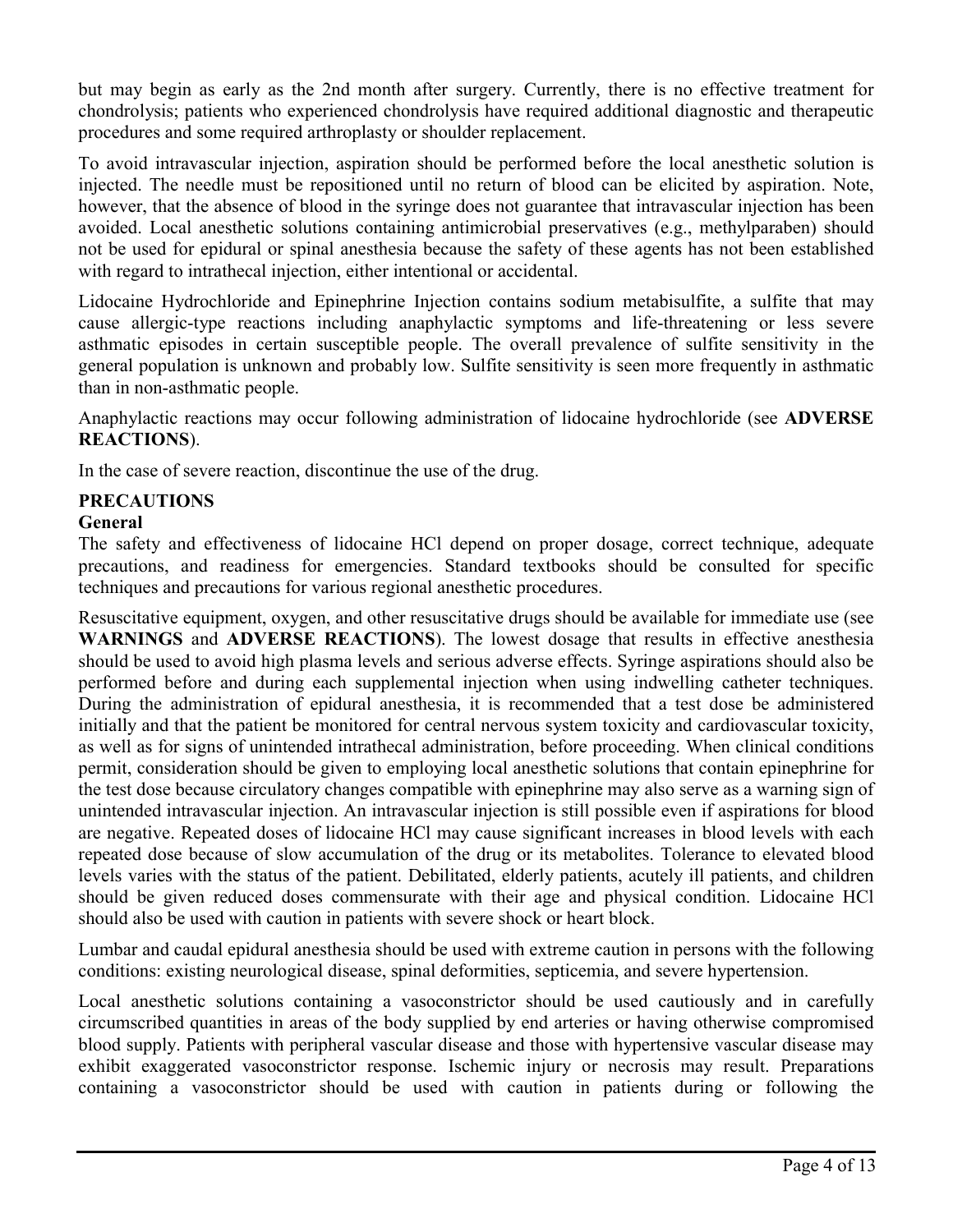but may begin as early as the 2nd month after surgery. Currently, there is no effective treatment for chondrolysis; patients who experienced chondrolysis have required additional diagnostic and therapeutic procedures and some required arthroplasty or shoulder replacement.

To avoid intravascular injection, aspiration should be performed before the local anesthetic solution is injected. The needle must be repositioned until no return of blood can be elicited by aspiration. Note, however, that the absence of blood in the syringe does not guarantee that intravascular injection has been avoided. Local anesthetic solutions containing antimicrobial preservatives (e.g., methylparaben) should not be used for epidural or spinal anesthesia because the safety of these agents has not been established with regard to intrathecal injection, either intentional or accidental.

Lidocaine Hydrochloride and Epinephrine Injection contains sodium metabisulfite, a sulfite that may cause allergic-type reactions including anaphylactic symptoms and life-threatening or less severe asthmatic episodes in certain susceptible people. The overall prevalence of sulfite sensitivity in the general population is unknown and probably low. Sulfite sensitivity is seen more frequently in asthmatic than in non-asthmatic people.

Anaphylactic reactions may occur following administration of lidocaine hydrochloride (see **ADVERSE REACTIONS**).

In the case of severe reaction, discontinue the use of the drug.

## PRECAUTIONS

### General

The safety and effectiveness of lidocaine HCl depend on proper dosage, correct technique, adequate precautions, and readiness for emergencies. Standard textbooks should be consulted for specific techniques and precautions for various regional anesthetic procedures.

Resuscitative equipment, oxygen, and other resuscitative drugs should be available for immediate use (see **WARNINGS** and **ADVERSE REACTIONS**). The lowest dosage that results in effective anesthesia should be used to avoid high plasma levels and serious adverse effects. Syringe aspirations should also be performed before and during each supplemental injection when using indwelling catheter techniques. During the administration of epidural anesthesia, it is recommended that a test dose be administered initially and that the patient be monitored for central nervous system toxicity and cardiovascular toxicity, as well as for signs of unintended intrathecal administration, before proceeding. When clinical conditions permit, consideration should be given to employing local anesthetic solutions that contain epinephrine for the test dose because circulatory changes compatible with epinephrine may also serve as a warning sign of unintended intravascular injection. An intravascular injection is still possible even if aspirations for blood are negative. Repeated doses of lidocaine HCl may cause significant increases in blood levels with each repeated dose because of slow accumulation of the drug or its metabolites. Tolerance to elevated blood levels varies with the status of the patient. Debilitated, elderly patients, acutely ill patients, and children should be given reduced doses commensurate with their age and physical condition. Lidocaine HCl should also be used with caution in patients with severe shock or heart block.

Lumbar and caudal epidural anesthesia should be used with extreme caution in persons with the following conditions: existing neurological disease, spinal deformities, septicemia, and severe hypertension.

Local anesthetic solutions containing a vasoconstrictor should be used cautiously and in carefully circumscribed quantities in areas of the body supplied by end arteries or having otherwise compromised blood supply. Patients with peripheral vascular disease and those with hypertensive vascular disease may exhibit exaggerated vasoconstrictor response. Ischemic injury or necrosis may result. Preparations containing a vasoconstrictor should be used with caution in patients during or following the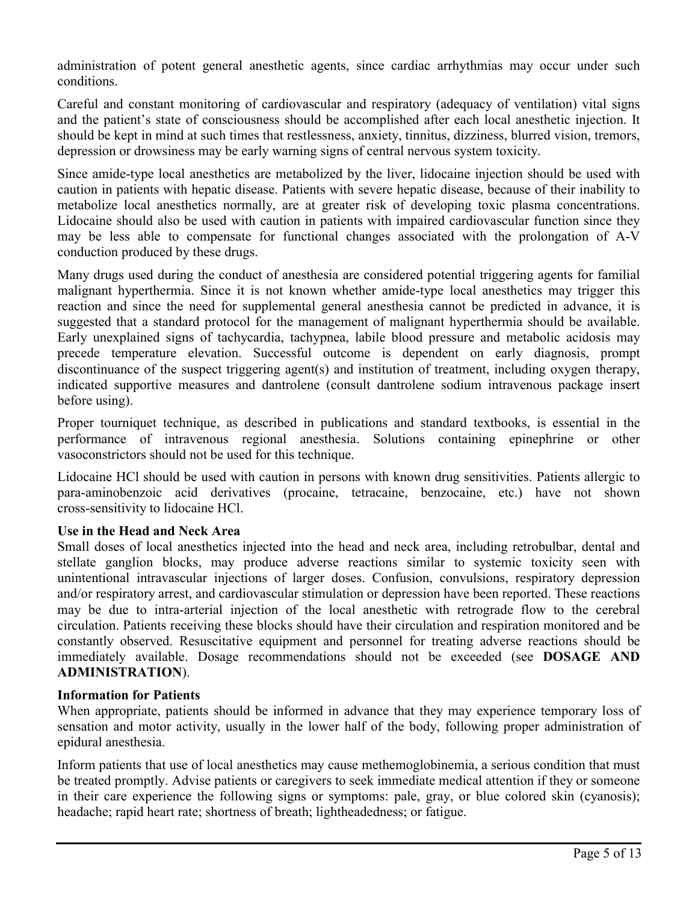administration of potent general anesthetic agents, since cardiac arrhythmias may occur under such conditions.

Careful and constant monitoring of cardiovascular and respiratory (adequacy of ventilation) vital signs and the patient's state of consciousness should be accomplished after each local anesthetic injection. It should be kept in mind at such times that restlessness, anxiety, tinnitus, dizziness, blurred vision, tremors, depression or drowsiness may be early warning signs of central nervous system toxicity.

Since amide-type local anesthetics are metabolized by the liver, lidocaine injection should be used with caution in patients with hepatic disease. Patients with severe hepatic disease, because of their inability to metabolize local anesthetics normally, are at greater risk of developing toxic plasma concentrations. Lidocaine should also be used with caution in patients with impaired cardiovascular function since they may be less able to compensate for functional changes associated with the prolongation of A-V conduction produced by these drugs.

Many drugs used during the conduct of anesthesia are considered potential triggering agents for familial malignant hyperthermia. Since it is not known whether amide-type local anesthetics may trigger this reaction and since the need for supplemental general anesthesia cannot be predicted in advance, it is suggested that a standard protocol for the management of malignant hyperthermia should be available. Early unexplained signs of tachycardia, tachypnea, labile blood pressure and metabolic acidosis may precede temperature elevation. Successful outcome is dependent on early diagnosis, prompt discontinuance of the suspect triggering agent(s) and institution of treatment, including oxygen therapy, indicated supportive measures and dantrolene (consult dantrolene sodium intravenous package insert before using).

Proper tourniquet technique, as described in publications and standard textbooks, is essential in the performance of intravenous regional anesthesia. Solutions containing epinephrine or other vasoconstrictors should not be used for this technique.

Lidocaine HCl should be used with caution in persons with known drug sensitivities. Patients allergic to para-aminobenzoic acid derivatives (procaine, tetracaine, benzocaine, etc.) have not shown cross-sensitivity to lidocaine HCl.

**Use in the Head and Neck Area**

Small doses of local anesthetics injected into the head and neck area, including retrobulbar, dental and stellate ganglion blocks, may produce adverse reactions similar to systemic toxicity seen with unintentional intravascular injections of larger doses. Confusion, convulsions, respiratory depression and/or respiratory arrest, and cardiovascular stimulation or depression have been reported. These reactions may be due to intra-arterial injection of the local anesthetic with retrograde flow to the cerebral circulation. Patients receiving these blocks should have their circulation and respiration monitored and be constantly observed. Resuscitative equipment and personnel for treating adverse reactions should be immediately available. Dosage recommendations should not be exceeded (see **DOSAGE AND ADMINISTRATION**).

**Information for Patients**

When appropriate, patients should be informed in advance that they may experience temporary loss of sensation and motor activity, usually in the lower half of the body, following proper administration of epidural anesthesia.

Inform patients that use of local anesthetics may cause methemoglobinemia, a serious condition that must be treated promptly. Advise patients or caregivers to seek immediate medical attention if they or someone in their care experience the following signs or symptoms: pale, gray, or blue colored skin (cyanosis); headache; rapid heart rate; shortness of breath; lightheadedness; or fatigue.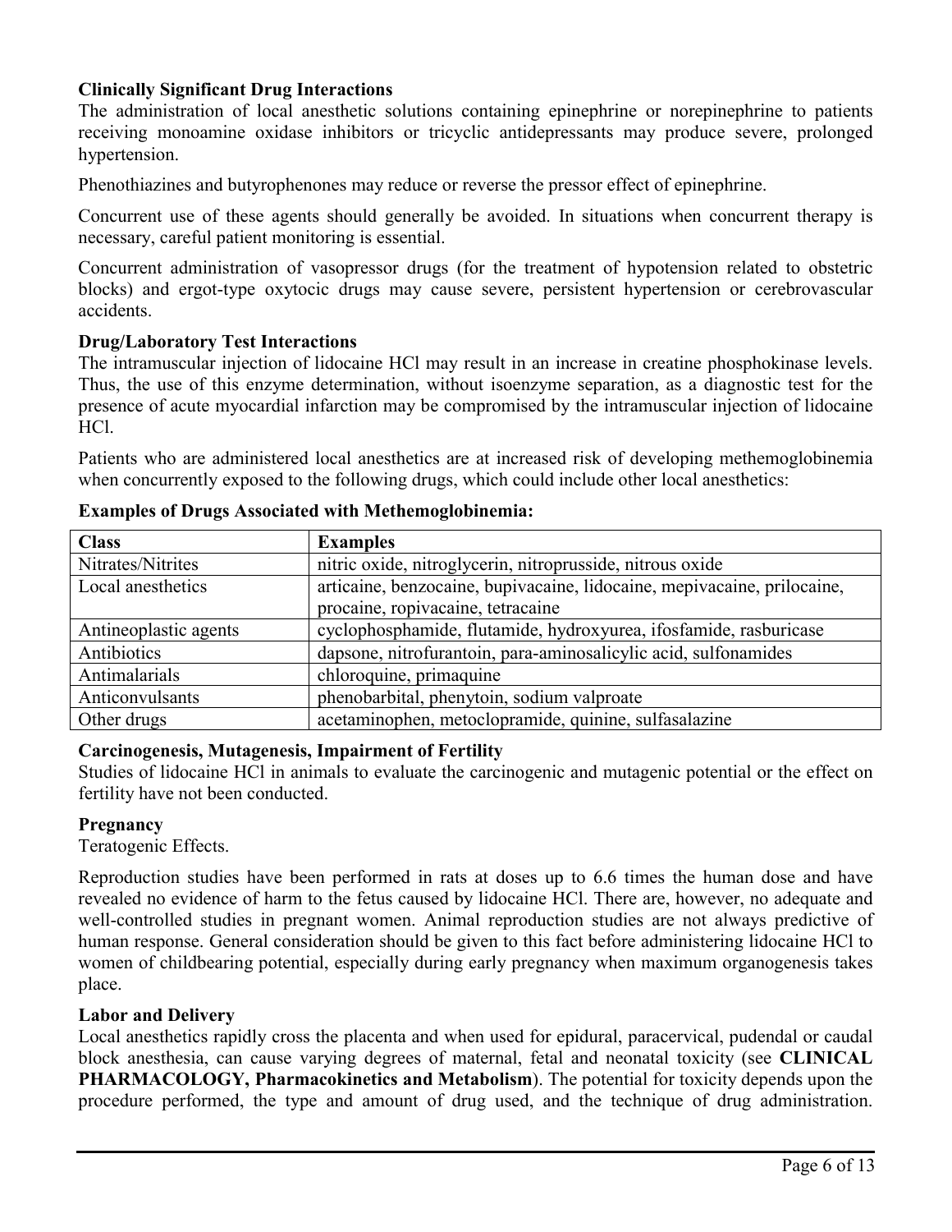**Clinically Significant Drug Interactions**

The administration of local anesthetic solutions containing epinephrine or norepinephrine to patients receiving monoamine oxidase inhibitors or tricyclic antidepressants may produce severe, prolonged hypertension.

Phenothiazines and butyrophenones may reduce or reverse the pressor effect of epinephrine.

Concurrent use of these agents should generally be avoided. In situations when concurrent therapy is necessary, careful patient monitoring is essential.

Concurrent administration of vasopressor drugs (for the treatment of hypotension related to obstetric blocks) and ergot-type oxytocic drugs may cause severe, persistent hypertension or cerebrovascular accidents.

**Drug/Laboratory Test Interactions**

The intramuscular injection of lidocaine HCl may result in an increase in creatine phosphokinase levels. Thus, the use of this enzyme determination, without isoenzyme separation, as a diagnostic test for the presence of acute myocardial infarction may be compromised by the intramuscular injection of lidocaine HCl.

Patients who are administered local anesthetics are at increased risk of developing methemoglobinemia when concurrently exposed to the following drugs, which could include other local anesthetics:

**Examples of Drugs Associated with Methemoglobinemia:**

| Class | Examples |
|---|---|
| Nitrates/Nitrites | nitric oxide, nitroglycerin, nitroprusside, nitrous oxide |
| Local anesthetics | articaine, benzocaine, bupivacaine, lidocaine, mepivacaine, prilocaine, procaine, ropivacaine, tetracaine |
| Antineoplastic agents | cyclophosphamide, flutamide, hydroxyurea, ifosfamide, rasburicase |
| Antibiotics | dapsone, nitrofurantoin, para-aminosalicylic acid, sulfonamides |
| Antimalarials | chloroquine, primaquine |
| Anticonvulsants | phenobarbital, phenytoin, sodium valproate |
| Other drugs | acetaminophen, metoclopramide, quinine, sulfasalazine |

**Carcinogenesis, Mutagenesis, Impairment of Fertility**

Studies of lidocaine HCl in animals to evaluate the carcinogenic and mutagenic potential or the effect on fertility have not been conducted.

**Pregnancy**

Teratogenic Effects.

Reproduction studies have been performed in rats at doses up to 6.6 times the human dose and have revealed no evidence of harm to the fetus caused by lidocaine HCl. There are, however, no adequate and well-controlled studies in pregnant women. Animal reproduction studies are not always predictive of human response. General consideration should be given to this fact before administering lidocaine HCl to women of childbearing potential, especially during early pregnancy when maximum organogenesis takes place.

**Labor and Delivery**

Local anesthetics rapidly cross the placenta and when used for epidural, paracervical, pudendal or caudal block anesthesia, can cause varying degrees of maternal, fetal and neonatal toxicity (see **CLINICAL PHARMACOLOGY, Pharmacokinetics and Metabolism**). The potential for toxicity depends upon the procedure performed, the type and amount of drug used, and the technique of drug administration.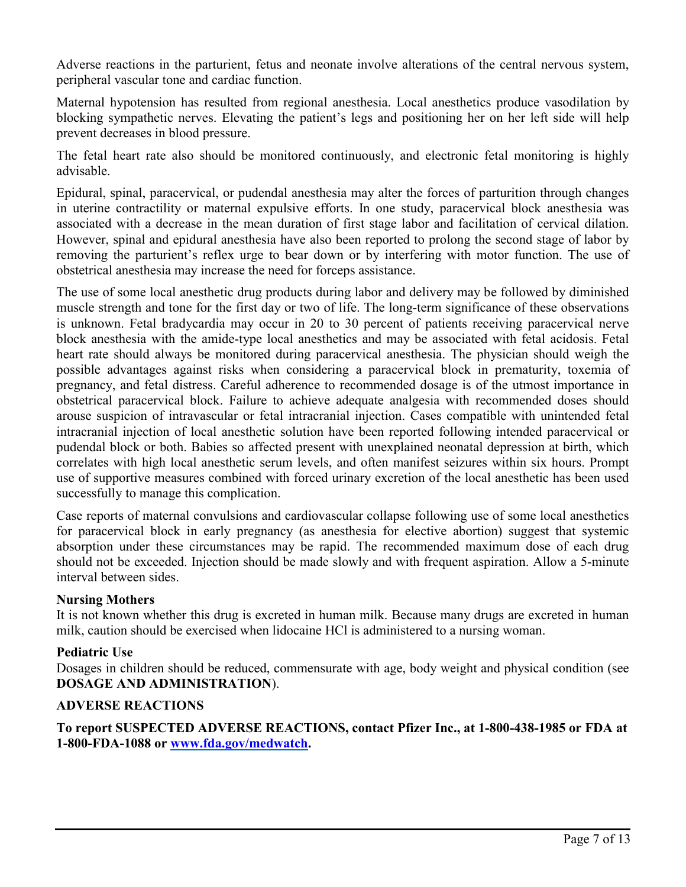Adverse reactions in the parturient, fetus and neonate involve alterations of the central nervous system, peripheral vascular tone and cardiac function.

Maternal hypotension has resulted from regional anesthesia. Local anesthetics produce vasodilation by blocking sympathetic nerves. Elevating the patient's legs and positioning her on her left side will help prevent decreases in blood pressure.

The fetal heart rate also should be monitored continuously, and electronic fetal monitoring is highly advisable.

Epidural, spinal, paracervical, or pudendal anesthesia may alter the forces of parturition through changes in uterine contractility or maternal expulsive efforts. In one study, paracervical block anesthesia was associated with a decrease in the mean duration of first stage labor and facilitation of cervical dilation. However, spinal and epidural anesthesia have also been reported to prolong the second stage of labor by removing the parturient's reflex urge to bear down or by interfering with motor function. The use of obstetrical anesthesia may increase the need for forceps assistance.

The use of some local anesthetic drug products during labor and delivery may be followed by diminished muscle strength and tone for the first day or two of life. The long-term significance of these observations is unknown. Fetal bradycardia may occur in 20 to 30 percent of patients receiving paracervical nerve block anesthesia with the amide-type local anesthetics and may be associated with fetal acidosis. Fetal heart rate should always be monitored during paracervical anesthesia. The physician should weigh the possible advantages against risks when considering a paracervical block in prematurity, toxemia of pregnancy, and fetal distress. Careful adherence to recommended dosage is of the utmost importance in obstetrical paracervical block. Failure to achieve adequate analgesia with recommended doses should arouse suspicion of intravascular or fetal intracranial injection. Cases compatible with unintended fetal intracranial injection of local anesthetic solution have been reported following intended paracervical or pudendal block or both. Babies so affected present with unexplained neonatal depression at birth, which correlates with high local anesthetic serum levels, and often manifest seizures within six hours. Prompt use of supportive measures combined with forced urinary excretion of the local anesthetic has been used successfully to manage this complication.

Case reports of maternal convulsions and cardiovascular collapse following use of some local anesthetics for paracervical block in early pregnancy (as anesthesia for elective abortion) suggest that systemic absorption under these circumstances may be rapid. The recommended maximum dose of each drug should not be exceeded. Injection should be made slowly and with frequent aspiration. Allow a 5-minute interval between sides.

**Nursing Mothers**

It is not known whether this drug is excreted in human milk. Because many drugs are excreted in human milk, caution should be exercised when lidocaine HCl is administered to a nursing woman.

**Pediatric Use**

Dosages in children should be reduced, commensurate with age, body weight and physical condition (see **DOSAGE AND ADMINISTRATION**).

## ADVERSE REACTIONS

**To report SUSPECTED ADVERSE REACTIONS, contact Pfizer Inc., at 1-800-438-1985 or FDA at 1-800-FDA-1088 or [www.fda.gov/medwatch](www.fda.gov/medwatch).**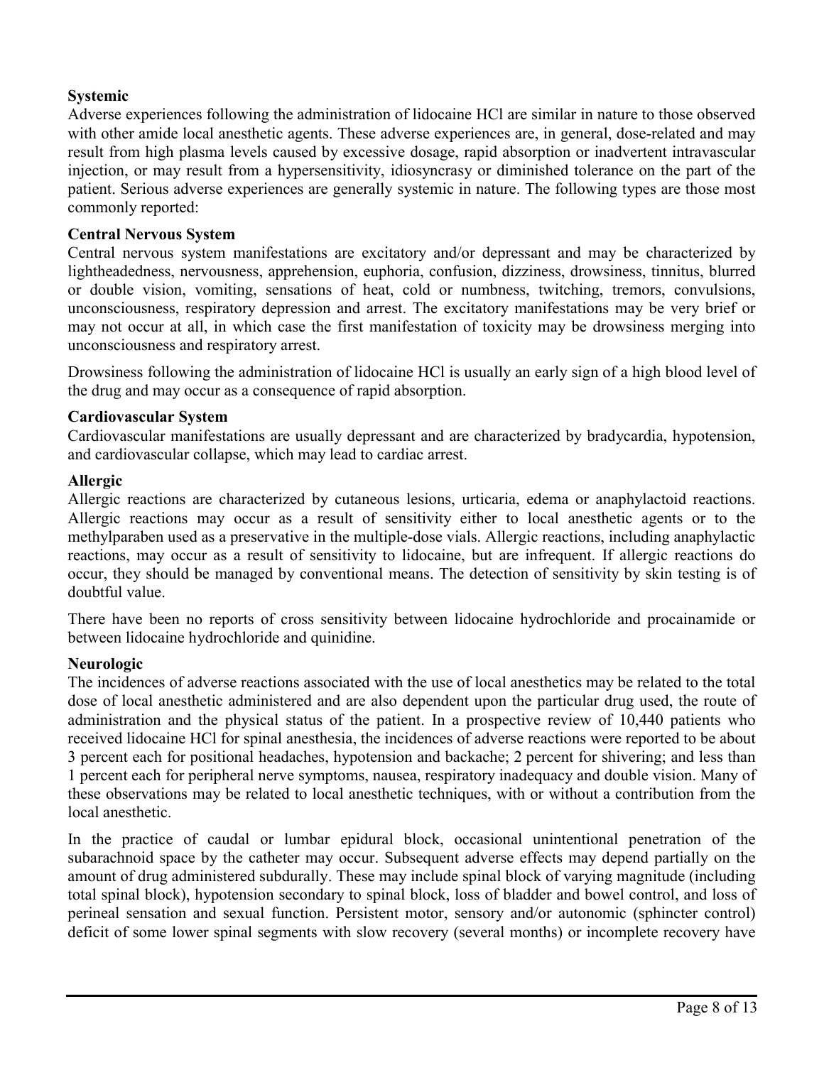**Systemic**

Adverse experiences following the administration of lidocaine HCl are similar in nature to those observed with other amide local anesthetic agents. These adverse experiences are, in general, dose-related and may result from high plasma levels caused by excessive dosage, rapid absorption or inadvertent intravascular injection, or may result from a hypersensitivity, idiosyncrasy or diminished tolerance on the part of the patient. Serious adverse experiences are generally systemic in nature. The following types are those most commonly reported:

**Central Nervous System**

Central nervous system manifestations are excitatory and/or depressant and may be characterized by lightheadedness, nervousness, apprehension, euphoria, confusion, dizziness, drowsiness, tinnitus, blurred or double vision, vomiting, sensations of heat, cold or numbness, twitching, tremors, convulsions, unconsciousness, respiratory depression and arrest. The excitatory manifestations may be very brief or may not occur at all, in which case the first manifestation of toxicity may be drowsiness merging into unconsciousness and respiratory arrest.

Drowsiness following the administration of lidocaine HCl is usually an early sign of a high blood level of the drug and may occur as a consequence of rapid absorption.

**Cardiovascular System**

Cardiovascular manifestations are usually depressant and are characterized by bradycardia, hypotension, and cardiovascular collapse, which may lead to cardiac arrest.

**Allergic**

Allergic reactions are characterized by cutaneous lesions, urticaria, edema or anaphylactoid reactions. Allergic reactions may occur as a result of sensitivity either to local anesthetic agents or to the methylparaben used as a preservative in the multiple-dose vials. Allergic reactions, including anaphylactic reactions, may occur as a result of sensitivity to lidocaine, but are infrequent. If allergic reactions do occur, they should be managed by conventional means. The detection of sensitivity by skin testing is of doubtful value.

There have been no reports of cross sensitivity between lidocaine hydrochloride and procainamide or between lidocaine hydrochloride and quinidine.

**Neurologic**

The incidences of adverse reactions associated with the use of local anesthetics may be related to the total dose of local anesthetic administered and are also dependent upon the particular drug used, the route of administration and the physical status of the patient. In a prospective review of 10,440 patients who received lidocaine HCl for spinal anesthesia, the incidences of adverse reactions were reported to be about 3 percent each for positional headaches, hypotension and backache; 2 percent for shivering; and less than 1 percent each for peripheral nerve symptoms, nausea, respiratory inadequacy and double vision. Many of these observations may be related to local anesthetic techniques, with or without a contribution from the local anesthetic.

In the practice of caudal or lumbar epidural block, occasional unintentional penetration of the subarachnoid space by the catheter may occur. Subsequent adverse effects may depend partially on the amount of drug administered subdurally. These may include spinal block of varying magnitude (including total spinal block), hypotension secondary to spinal block, loss of bladder and bowel control, and loss of perineal sensation and sexual function. Persistent motor, sensory and/or autonomic (sphincter control) deficit of some lower spinal segments with slow recovery (several months) or incomplete recovery have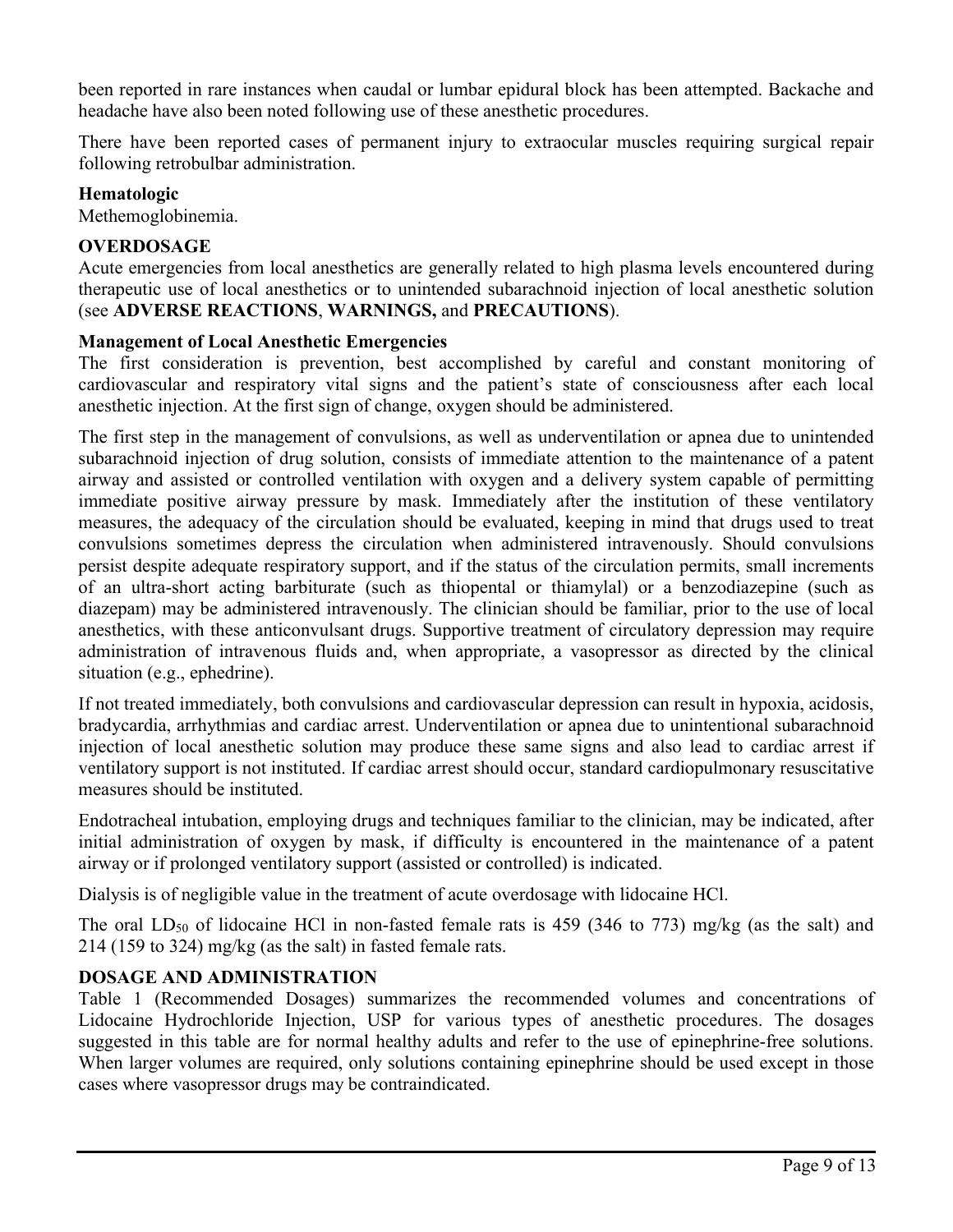been reported in rare instances when caudal or lumbar epidural block has been attempted. Backache and headache have also been noted following use of these anesthetic procedures.

There have been reported cases of permanent injury to extraocular muscles requiring surgical repair following retrobulbar administration.

**Hematologic**

Methemoglobinemia.

## OVERDOSAGE

Acute emergencies from local anesthetics are generally related to high plasma levels encountered during therapeutic use of local anesthetics or to unintended subarachnoid injection of local anesthetic solution (see **ADVERSE REACTIONS**, **WARNINGS,** and **PRECAUTIONS**).

**Management of Local Anesthetic Emergencies**

The first consideration is prevention, best accomplished by careful and constant monitoring of cardiovascular and respiratory vital signs and the patient's state of consciousness after each local anesthetic injection. At the first sign of change, oxygen should be administered.

The first step in the management of convulsions, as well as underventilation or apnea due to unintended subarachnoid injection of drug solution, consists of immediate attention to the maintenance of a patent airway and assisted or controlled ventilation with oxygen and a delivery system capable of permitting immediate positive airway pressure by mask. Immediately after the institution of these ventilatory measures, the adequacy of the circulation should be evaluated, keeping in mind that drugs used to treat convulsions sometimes depress the circulation when administered intravenously. Should convulsions persist despite adequate respiratory support, and if the status of the circulation permits, small increments of an ultra-short acting barbiturate (such as thiopental or thiamylal) or a benzodiazepine (such as diazepam) may be administered intravenously. The clinician should be familiar, prior to the use of local anesthetics, with these anticonvulsant drugs. Supportive treatment of circulatory depression may require administration of intravenous fluids and, when appropriate, a vasopressor as directed by the clinical situation (e.g., ephedrine).

If not treated immediately, both convulsions and cardiovascular depression can result in hypoxia, acidosis, bradycardia, arrhythmias and cardiac arrest. Underventilation or apnea due to unintentional subarachnoid injection of local anesthetic solution may produce these same signs and also lead to cardiac arrest if ventilatory support is not instituted. If cardiac arrest should occur, standard cardiopulmonary resuscitative measures should be instituted.

Endotracheal intubation, employing drugs and techniques familiar to the clinician, may be indicated, after initial administration of oxygen by mask, if difficulty is encountered in the maintenance of a patent airway or if prolonged ventilatory support (assisted or controlled) is indicated.

Dialysis is of negligible value in the treatment of acute overdosage with lidocaine HCl.

The oral $LD_{50}$ of lidocaine HCl in non-fasted female rats is 459 (346 to 773) mg/kg (as the salt) and 214 (159 to 324) mg/kg (as the salt) in fasted female rats.

## DOSAGE AND ADMINISTRATION

Table 1 (Recommended Dosages) summarizes the recommended volumes and concentrations of Lidocaine Hydrochloride Injection, USP for various types of anesthetic procedures. The dosages suggested in this table are for normal healthy adults and refer to the use of epinephrine-free solutions. When larger volumes are required, only solutions containing epinephrine should be used except in those cases where vasopressor drugs may be contraindicated.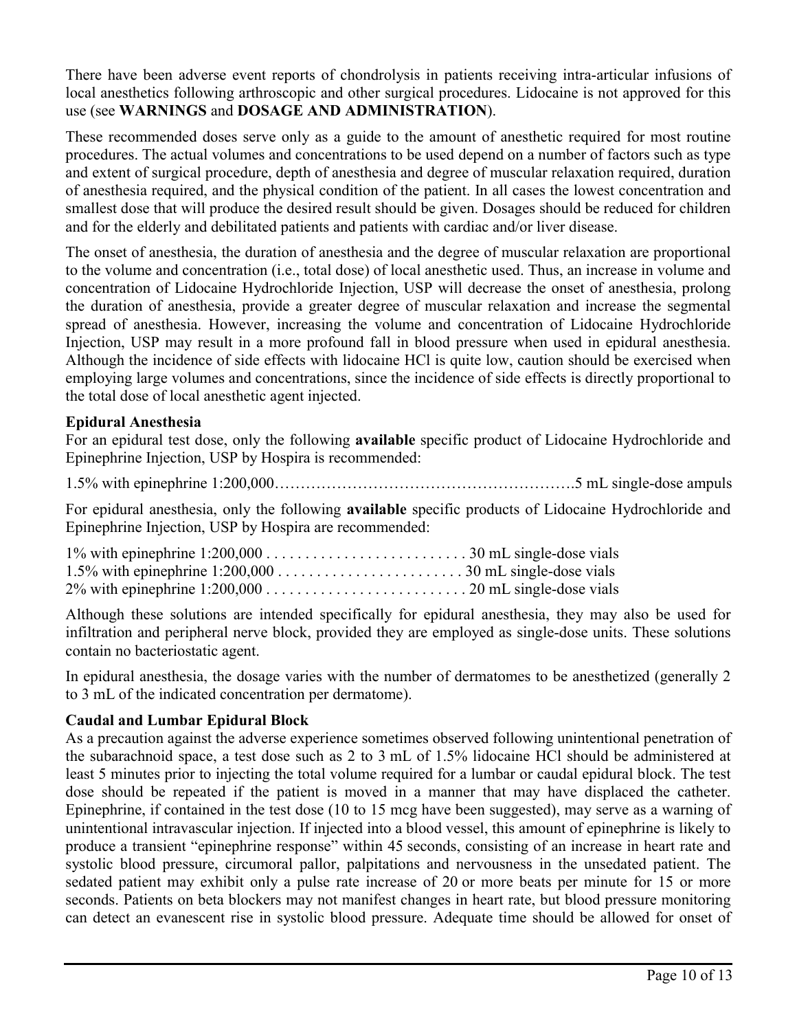There have been adverse event reports of chondrolysis in patients receiving intra-articular infusions of local anesthetics following arthroscopic and other surgical procedures. Lidocaine is not approved for this use (see **WARNINGS** and **DOSAGE AND ADMINISTRATION**).

These recommended doses serve only as a guide to the amount of anesthetic required for most routine procedures. The actual volumes and concentrations to be used depend on a number of factors such as type and extent of surgical procedure, depth of anesthesia and degree of muscular relaxation required, duration of anesthesia required, and the physical condition of the patient. In all cases the lowest concentration and smallest dose that will produce the desired result should be given. Dosages should be reduced for children and for the elderly and debilitated patients and patients with cardiac and/or liver disease.

The onset of anesthesia, the duration of anesthesia and the degree of muscular relaxation are proportional to the volume and concentration (i.e., total dose) of local anesthetic used. Thus, an increase in volume and concentration of Lidocaine Hydrochloride Injection, USP will decrease the onset of anesthesia, prolong the duration of anesthesia, provide a greater degree of muscular relaxation and increase the segmental spread of anesthesia. However, increasing the volume and concentration of Lidocaine Hydrochloride Injection, USP may result in a more profound fall in blood pressure when used in epidural anesthesia. Although the incidence of side effects with lidocaine HCl is quite low, caution should be exercised when employing large volumes and concentrations, since the incidence of side effects is directly proportional to the total dose of local anesthetic agent injected.

**Epidural Anesthesia**

For an epidural test dose, only the following **available** specific product of Lidocaine Hydrochloride and Epinephrine Injection, USP by Hospira is recommended:

1.5% with epinephrine 1:200,000……………………………………………….5 mL single-dose ampuls

For epidural anesthesia, only the following **available** specific products of Lidocaine Hydrochloride and Epinephrine Injection, USP by Hospira are recommended:

1% with epinephrine 1:200,000 . . . . . . . . . . . . . . . . . . . . . . . . . . 30 mL single-dose vials
1.5% with epinephrine 1:200,000 . . . . . . . . . . . . . . . . . . . . . . . . 30 mL single-dose vials
2% with epinephrine 1:200,000 . . . . . . . . . . . . . . . . . . . . . . . . . . 20 mL single-dose vials

Although these solutions are intended specifically for epidural anesthesia, they may also be used for infiltration and peripheral nerve block, provided they are employed as single-dose units. These solutions contain no bacteriostatic agent.

In epidural anesthesia, the dosage varies with the number of dermatomes to be anesthetized (generally 2 to 3 mL of the indicated concentration per dermatome).

**Caudal and Lumbar Epidural Block**

As a precaution against the adverse experience sometimes observed following unintentional penetration of the subarachnoid space, a test dose such as 2 to 3 mL of 1.5% lidocaine HCl should be administered at least 5 minutes prior to injecting the total volume required for a lumbar or caudal epidural block. The test dose should be repeated if the patient is moved in a manner that may have displaced the catheter. Epinephrine, if contained in the test dose (10 to 15 mcg have been suggested), may serve as a warning of unintentional intravascular injection. If injected into a blood vessel, this amount of epinephrine is likely to produce a transient "epinephrine response" within 45 seconds, consisting of an increase in heart rate and systolic blood pressure, circumoral pallor, palpitations and nervousness in the unsedated patient. The sedated patient may exhibit only a pulse rate increase of 20 or more beats per minute for 15 or more seconds. Patients on beta blockers may not manifest changes in heart rate, but blood pressure monitoring can detect an evanescent rise in systolic blood pressure. Adequate time should be allowed for onset of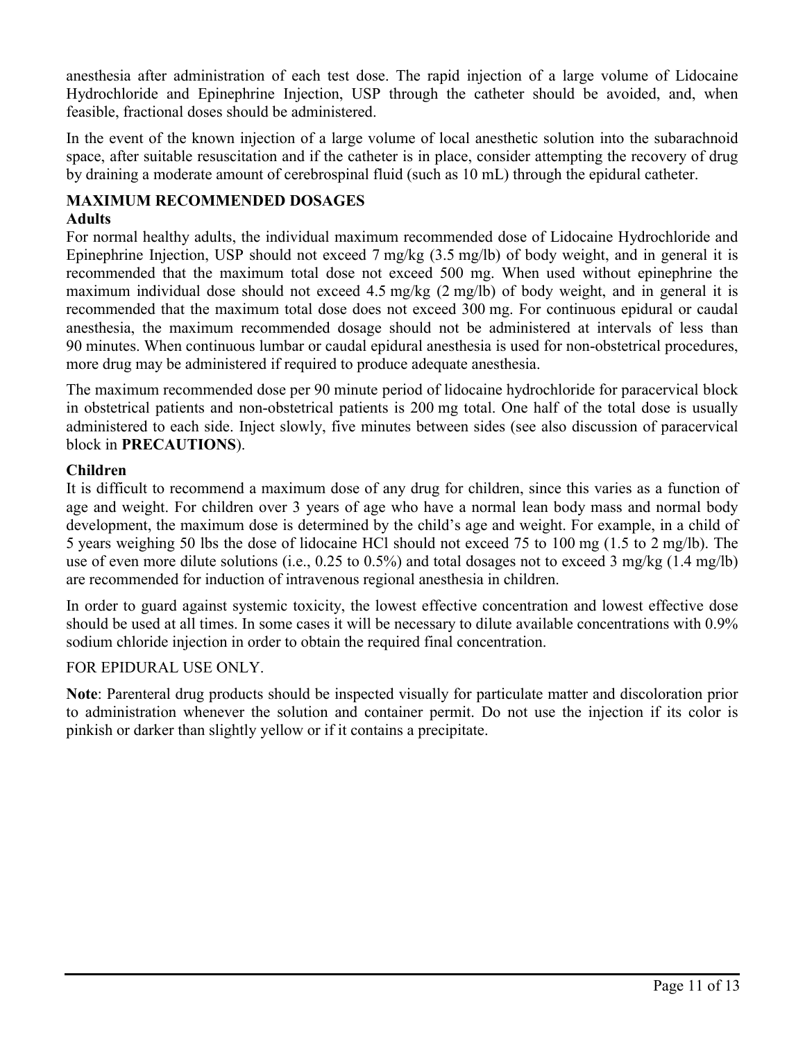anesthesia after administration of each test dose. The rapid injection of a large volume of Lidocaine Hydrochloride and Epinephrine Injection, USP through the catheter should be avoided, and, when feasible, fractional doses should be administered.

In the event of the known injection of a large volume of local anesthetic solution into the subarachnoid space, after suitable resuscitation and if the catheter is in place, consider attempting the recovery of drug by draining a moderate amount of cerebrospinal fluid (such as 10 mL) through the epidural catheter.

## MAXIMUM RECOMMENDED DOSAGES

### Adults

For normal healthy adults, the individual maximum recommended dose of Lidocaine Hydrochloride and Epinephrine Injection, USP should not exceed 7 mg/kg (3.5 mg/lb) of body weight, and in general it is recommended that the maximum total dose not exceed 500 mg. When used without epinephrine the maximum individual dose should not exceed 4.5 mg/kg (2 mg/lb) of body weight, and in general it is recommended that the maximum total dose does not exceed 300 mg. For continuous epidural or caudal anesthesia, the maximum recommended dosage should not be administered at intervals of less than 90 minutes. When continuous lumbar or caudal epidural anesthesia is used for non-obstetrical procedures, more drug may be administered if required to produce adequate anesthesia.

The maximum recommended dose per 90 minute period of lidocaine hydrochloride for paracervical block in obstetrical patients and non-obstetrical patients is 200 mg total. One half of the total dose is usually administered to each side. Inject slowly, five minutes between sides (see also discussion of paracervical block in **PRECAUTIONS**).

### Children

It is difficult to recommend a maximum dose of any drug for children, since this varies as a function of age and weight. For children over 3 years of age who have a normal lean body mass and normal body development, the maximum dose is determined by the child's age and weight. For example, in a child of 5 years weighing 50 lbs the dose of lidocaine HCl should not exceed 75 to 100 mg (1.5 to 2 mg/lb). The use of even more dilute solutions (i.e., 0.25 to 0.5%) and total dosages not to exceed 3 mg/kg (1.4 mg/lb) are recommended for induction of intravenous regional anesthesia in children.

In order to guard against systemic toxicity, the lowest effective concentration and lowest effective dose should be used at all times. In some cases it will be necessary to dilute available concentrations with 0.9% sodium chloride injection in order to obtain the required final concentration.

FOR EPIDURAL USE ONLY.

**Note**: Parenteral drug products should be inspected visually for particulate matter and discoloration prior to administration whenever the solution and container permit. Do not use the injection if its color is pinkish or darker than slightly yellow or if it contains a precipitate.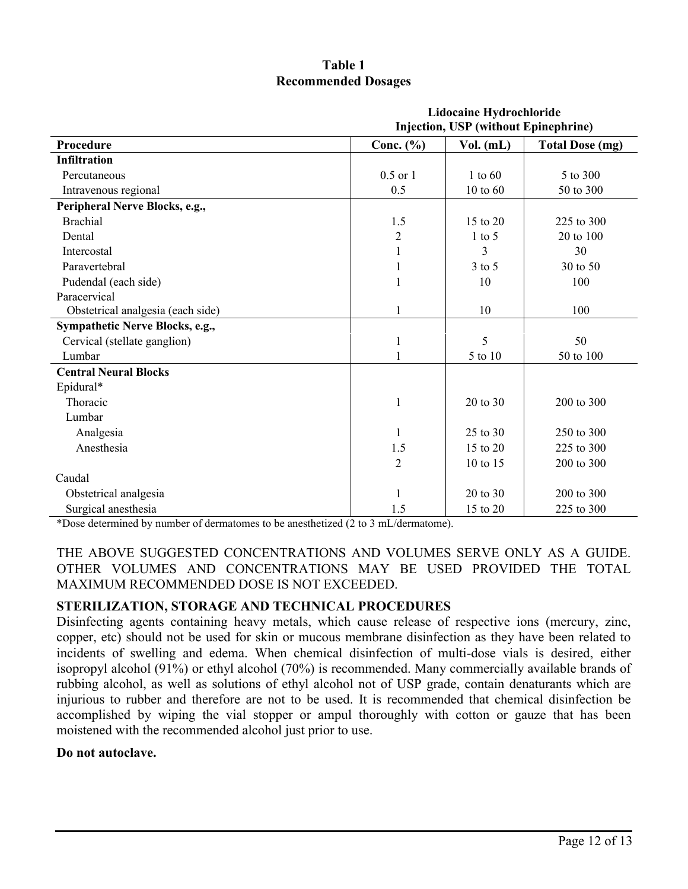**Table 1**
**Recommended Dosages**

| | Lidocaine Hydrochloride Injection, USP (without Epinephrine) | | |
|---|---|---|---|
| **Procedure** | **Conc. (%)** | **Vol. (mL)** | **Total Dose (mg)** |
| **Infiltration** | | | |
| Percutaneous | 0.5 or 1 | 1 to 60 | 5 to 300 |
| Intravenous regional | 0.5 | 10 to 60 | 50 to 300 |
| **Peripheral Nerve Blocks, e.g.,** | | | |
| Brachial | 1.5 | 15 to 20 | 225 to 300 |
| Dental | 2 | 1 to 5 | 20 to 100 |
| Intercostal | 1 | 3 | 30 |
| Paravertebral | 1 | 3 to 5 | 30 to 50 |
| Pudendal (each side) | 1 | 10 | 100 |
| Paracervical | | | |
| Obstetrical analgesia (each side) | 1 | 10 | 100 |
| **Sympathetic Nerve Blocks, e.g.,** | | | |
| Cervical (stellate ganglion) | 1 | 5 | 50 |
| Lumbar | 1 | 5 to 10 | 50 to 100 |
| **Central Neural Blocks** | | | |
| Epidural* | | | |
| Thoracic | 1 | 20 to 30 | 200 to 300 |
| Lumbar | | | |
| Analgesia | 1 | 25 to 30 | 250 to 300 |
| Anesthesia | 1.5 | 15 to 20 | 225 to 300 |
| | 2 | 10 to 15 | 200 to 300 |
| Caudal | | | |
| Obstetrical analgesia | 1 | 20 to 30 | 200 to 300 |
| Surgical anesthesia | 1.5 | 15 to 20 | 225 to 300 |

*Dose determined by number of dermatomes to be anesthetized (2 to 3 mL/dermatome).

THE ABOVE SUGGESTED CONCENTRATIONS AND VOLUMES SERVE ONLY AS A GUIDE. OTHER VOLUMES AND CONCENTRATIONS MAY BE USED PROVIDED THE TOTAL MAXIMUM RECOMMENDED DOSE IS NOT EXCEEDED.

**STERILIZATION, STORAGE AND TECHNICAL PROCEDURES**

Disinfecting agents containing heavy metals, which cause release of respective ions (mercury, zinc, copper, etc) should not be used for skin or mucous membrane disinfection as they have been related to incidents of swelling and edema. When chemical disinfection of multi-dose vials is desired, either isopropyl alcohol (91%) or ethyl alcohol (70%) is recommended. Many commercially available brands of rubbing alcohol, as well as solutions of ethyl alcohol not of USP grade, contain denaturants which are injurious to rubber and therefore are not to be used. It is recommended that chemical disinfection be accomplished by wiping the vial stopper or ampul thoroughly with cotton or gauze that has been moistened with the recommended alcohol just prior to use.

**Do not autoclave.**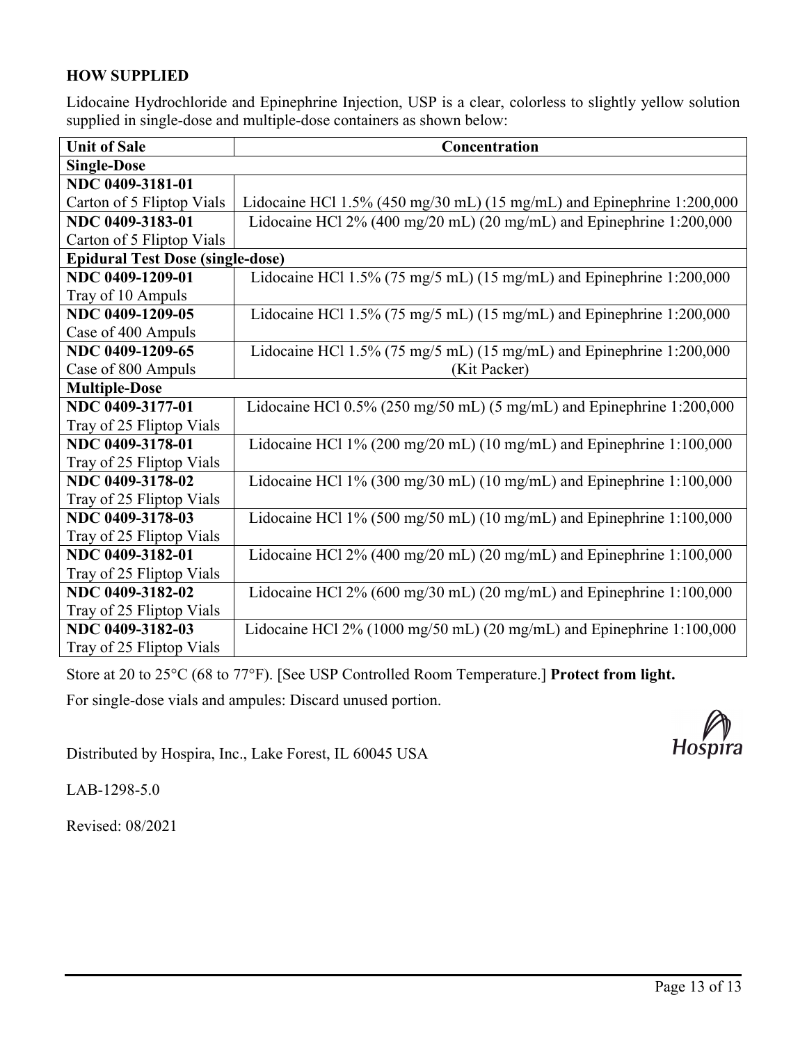## HOW SUPPLIED

Lidocaine Hydrochloride and Epinephrine Injection, USP is a clear, colorless to slightly yellow solution supplied in single-dose and multiple-dose containers as shown below:

| Unit of Sale | Concentration |
|---|---|
| **Single-Dose** | |
| **NDC 0409-3181-01** Carton of 5 Fliptop Vials | Lidocaine HCl 1.5% (450 mg/30 mL) (15 mg/mL) and Epinephrine 1:200,000 |
| **NDC 0409-3183-01** Carton of 5 Fliptop Vials | Lidocaine HCl 2% (400 mg/20 mL) (20 mg/mL) and Epinephrine 1:200,000 |
| **Epidural Test Dose (single-dose)** | |
| **NDC 0409-1209-01** Tray of 10 Ampuls | Lidocaine HCl 1.5% (75 mg/5 mL) (15 mg/mL) and Epinephrine 1:200,000 |
| **NDC 0409-1209-05** Case of 400 Ampuls | Lidocaine HCl 1.5% (75 mg/5 mL) (15 mg/mL) and Epinephrine 1:200,000 |
| **NDC 0409-1209-65** Case of 800 Ampuls | Lidocaine HCl 1.5% (75 mg/5 mL) (15 mg/mL) and Epinephrine 1:200,000 (Kit Packer) |
| **Multiple-Dose** | |
| **NDC 0409-3177-01** Tray of 25 Fliptop Vials | Lidocaine HCl 0.5% (250 mg/50 mL) (5 mg/mL) and Epinephrine 1:200,000 |
| **NDC 0409-3178-01** Tray of 25 Fliptop Vials | Lidocaine HCl 1% (200 mg/20 mL) (10 mg/mL) and Epinephrine 1:100,000 |
| **NDC 0409-3178-02** Tray of 25 Fliptop Vials | Lidocaine HCl 1% (300 mg/30 mL) (10 mg/mL) and Epinephrine 1:100,000 |
| **NDC 0409-3178-03** Tray of 25 Fliptop Vials | Lidocaine HCl 1% (500 mg/50 mL) (10 mg/mL) and Epinephrine 1:100,000 |
| **NDC 0409-3182-01** Tray of 25 Fliptop Vials | Lidocaine HCl 2% (400 mg/20 mL) (20 mg/mL) and Epinephrine 1:100,000 |
| **NDC 0409-3182-02** Tray of 25 Fliptop Vials | Lidocaine HCl 2% (600 mg/30 mL) (20 mg/mL) and Epinephrine 1:100,000 |
| **NDC 0409-3182-03** Tray of 25 Fliptop Vials | Lidocaine HCl 2% (1000 mg/50 mL) (20 mg/mL) and Epinephrine 1:100,000 |

Store at 20 to 25°C (68 to 77°F). [See USP Controlled Room Temperature.] **Protect from light.**

For single-dose vials and ampules: Discard unused portion.

Distributed by Hospira, Inc., Lake Forest, IL 60045 USA

Hospira

LAB-1298-5.0

Revised: 08/2021